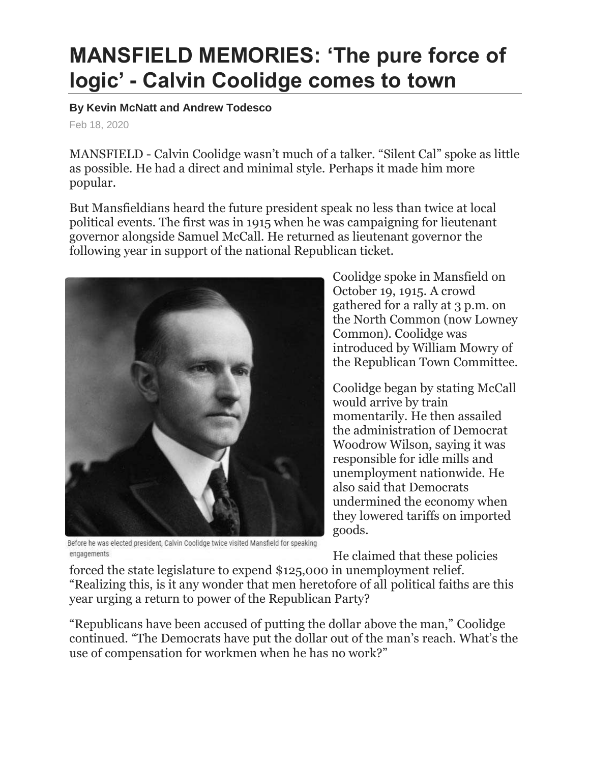# MANSFIELD MEMORIES: 'The pure force of logic' - Calvin Coolidge comes to town

**By Kevin McNatt and Andrew Todesco**

Feb 18, 2020

MANSFIELD - Calvin Coolidge wasn't much of a talker. "Silent Cal" spoke as little as possible. He had a direct and minimal style. Perhaps it made him more popular.

But Mansfieldians heard the future president speak no less than twice at local political events. The first was in 1915 when he was campaigning for lieutenant governor alongside Samuel McCall. He returned as lieutenant governor the following year in support of the national Republican ticket.

Before he was elected president, Calvin Coolidge twice visited Mansfield for speaking engagements

Coolidge spoke in Mansfield on October 19, 1915. A crowd gathered for a rally at 3 p.m. on the North Common (now Lowney Common). Coolidge was introduced by William Mowry of the Republican Town Committee.

Coolidge began by stating McCall would arrive by train momentarily. He then assailed the administration of Democrat Woodrow Wilson, saying it was responsible for idle mills and unemployment nationwide. He also said that Democrats undermined the economy when they lowered tariffs on imported goods.

He claimed that these policies forced the state legislature to expend $125,000 in unemployment relief. "Realizing this, is it any wonder that men heretofore of all political faiths are this year urging a return to power of the Republican Party?

"Republicans have been accused of putting the dollar above the man," Coolidge continued. "The Democrats have put the dollar out of the man's reach. What's the use of compensation for workmen when he has no work?"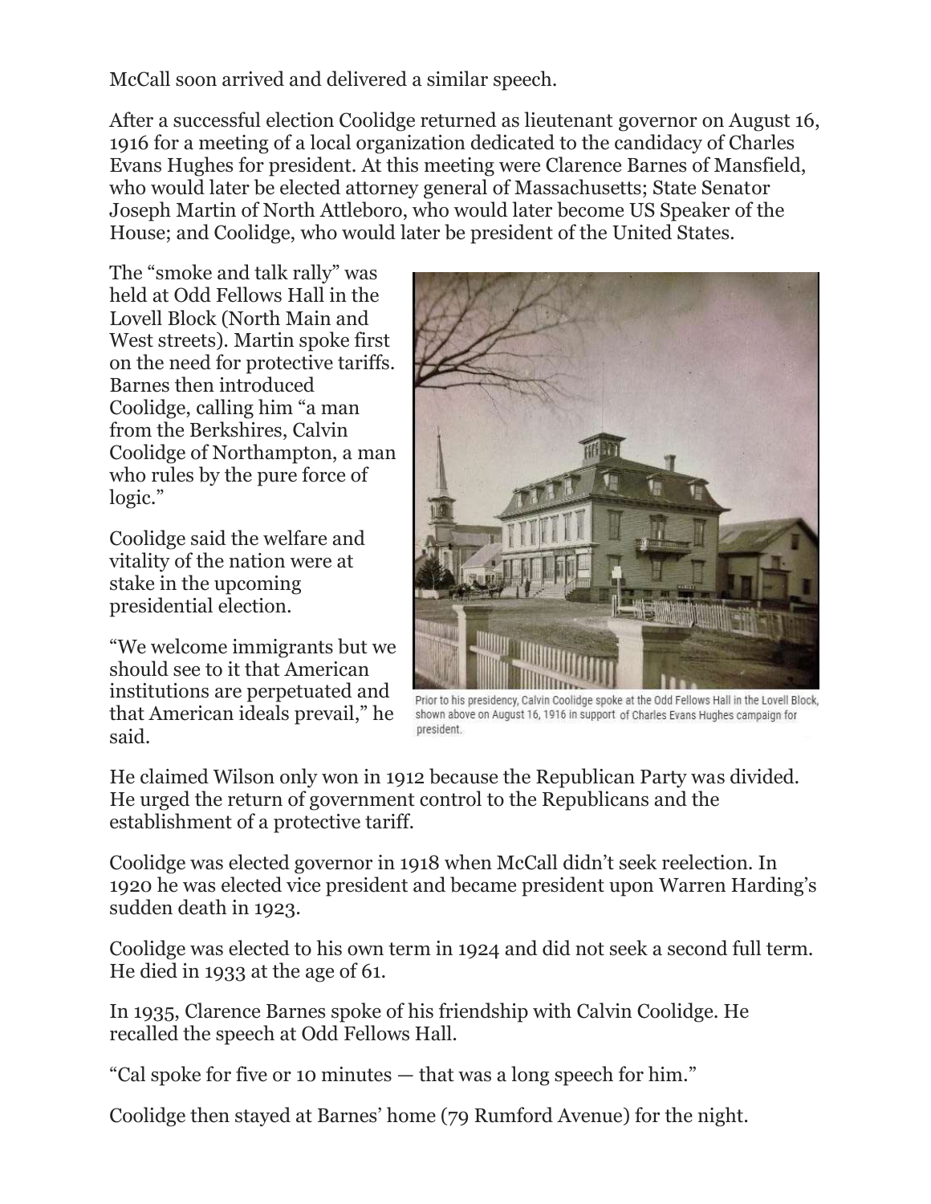McCall soon arrived and delivered a similar speech.

After a successful election Coolidge returned as lieutenant governor on August 16, 1916 for a meeting of a local organization dedicated to the candidacy of Charles Evans Hughes for president. At this meeting were Clarence Barnes of Mansfield, who would later be elected attorney general of Massachusetts; State Senator Joseph Martin of North Attleboro, who would later become US Speaker of the House; and Coolidge, who would later be president of the United States.

The "smoke and talk rally" was held at Odd Fellows Hall in the Lovell Block (North Main and West streets). Martin spoke first on the need for protective tariffs. Barnes then introduced Coolidge, calling him "a man from the Berkshires, Calvin Coolidge of Northampton, a man who rules by the pure force of logic."

Coolidge said the welfare and vitality of the nation were at stake in the upcoming presidential election.

"We welcome immigrants but we should see to it that American institutions are perpetuated and that American ideals prevail," he said.

Prior to his presidency, Calvin Coolidge spoke at the Odd Fellows Hall in the Lovell Block, shown above on August 16, 1916 in support of Charles Evans Hughes campaign for president.

He claimed Wilson only won in 1912 because the Republican Party was divided. He urged the return of government control to the Republicans and the establishment of a protective tariff.

Coolidge was elected governor in 1918 when McCall didn't seek reelection. In 1920 he was elected vice president and became president upon Warren Harding's sudden death in 1923.

Coolidge was elected to his own term in 1924 and did not seek a second full term. He died in 1933 at the age of 61.

In 1935, Clarence Barnes spoke of his friendship with Calvin Coolidge. He recalled the speech at Odd Fellows Hall.

"Cal spoke for five or 10 minutes — that was a long speech for him."

Coolidge then stayed at Barnes' home (79 Rumford Avenue) for the night.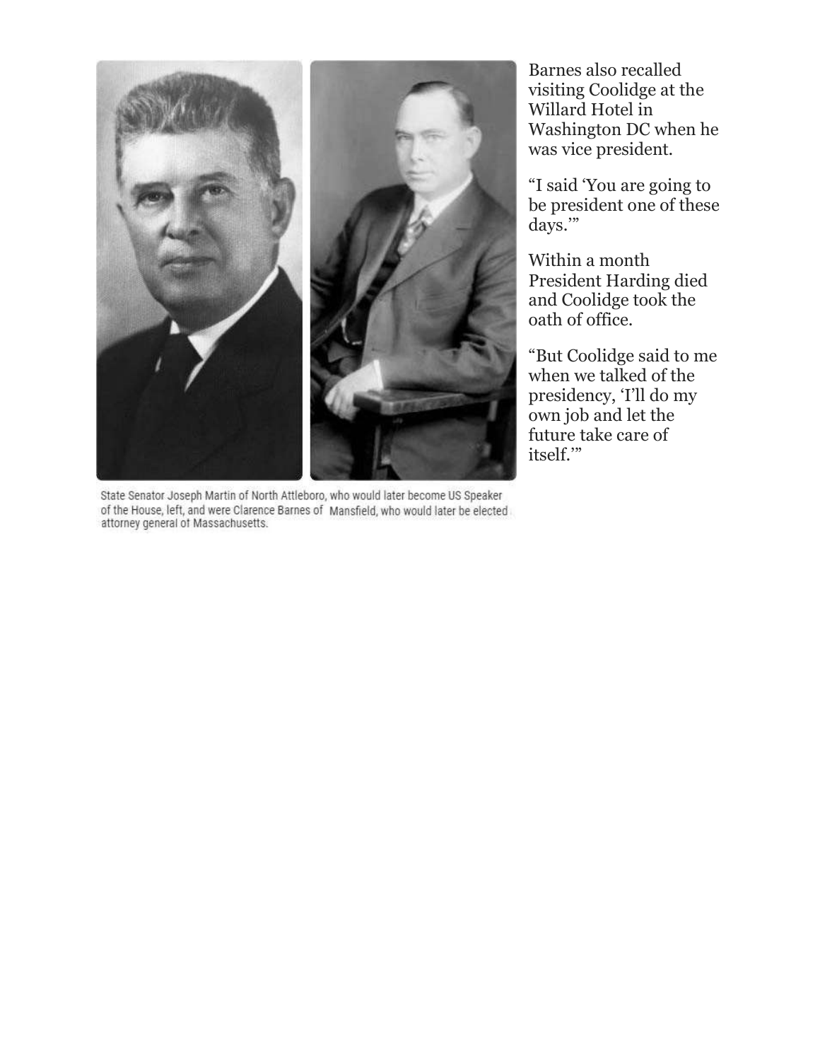State Senator Joseph Martin of North Attleboro, who would later become US Speaker of the House, left, and were Clarence Barnes of Mansfield, who would later be elected attorney general of Massachusetts.

Barnes also recalled visiting Coolidge at the Willard Hotel in Washington DC when he was vice president.

"I said 'You are going to be president one of these days.'"

Within a month President Harding died and Coolidge took the oath of office.

"But Coolidge said to me when we talked of the presidency, 'I'll do my own job and let the future take care of itself.'"